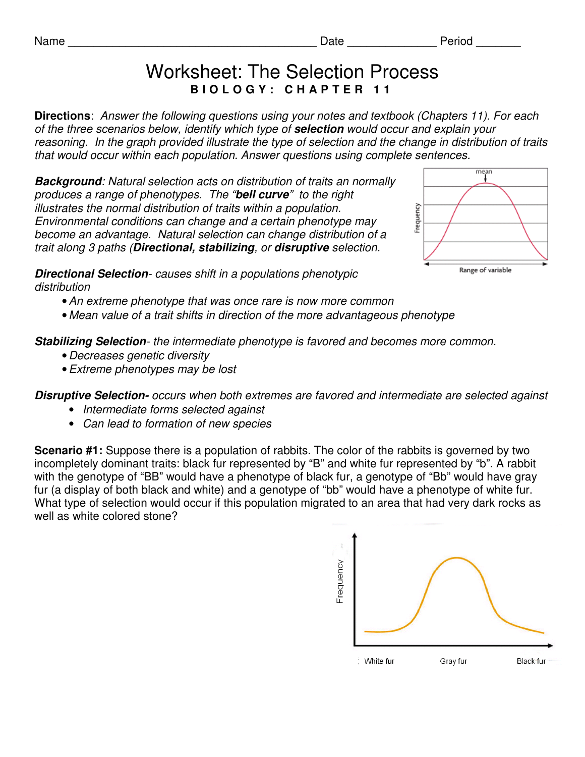Name _______________________________________ Date ______________ Period _______

# Worksheet: The Selection Process

**BIOLOGY: CHAPTER 11**

**Directions**: *Answer the following questions using your notes and textbook (Chapters 11). For each of the three scenarios below, identify which type of **selection** would occur and explain your reasoning. In the graph provided illustrate the type of selection and the change in distribution of traits that would occur within each population. Answer questions using complete sentences.*

***Background**: Natural selection acts on distribution of traits an normally produces a range of phenotypes. The "**bell curve**" to the right illustrates the normal distribution of traits within a population. Environmental conditions can change and a certain phenotype may become an advantage. Natural selection can change distribution of a trait along 3 paths (**Directional, stabilizing**, or **disruptive** selection.*

mean

Frequency

Range of variable

***Directional Selection**- causes shift in a populations phenotypic distribution*

- *An extreme phenotype that was once rare is now more common*
- *Mean value of a trait shifts in direction of the more advantageous phenotype*

***Stabilizing Selection**- the intermediate phenotype is favored and becomes more common.*

- *Decreases genetic diversity*
- *Extreme phenotypes may be lost*

***Disruptive Selection-** occurs when both extremes are favored and intermediate are selected against*

- *Intermediate forms selected against*
- *Can lead to formation of new species*

**Scenario #1:** Suppose there is a population of rabbits. The color of the rabbits is governed by two incompletely dominant traits: black fur represented by "B" and white fur represented by "b". A rabbit with the genotype of "BB" would have a phenotype of black fur, a genotype of "Bb" would have gray fur (a display of both black and white) and a genotype of "bb" would have a phenotype of white fur. What type of selection would occur if this population migrated to an area that had very dark rocks as well as white colored stone?

Frequency

White fur Gray fur Black fur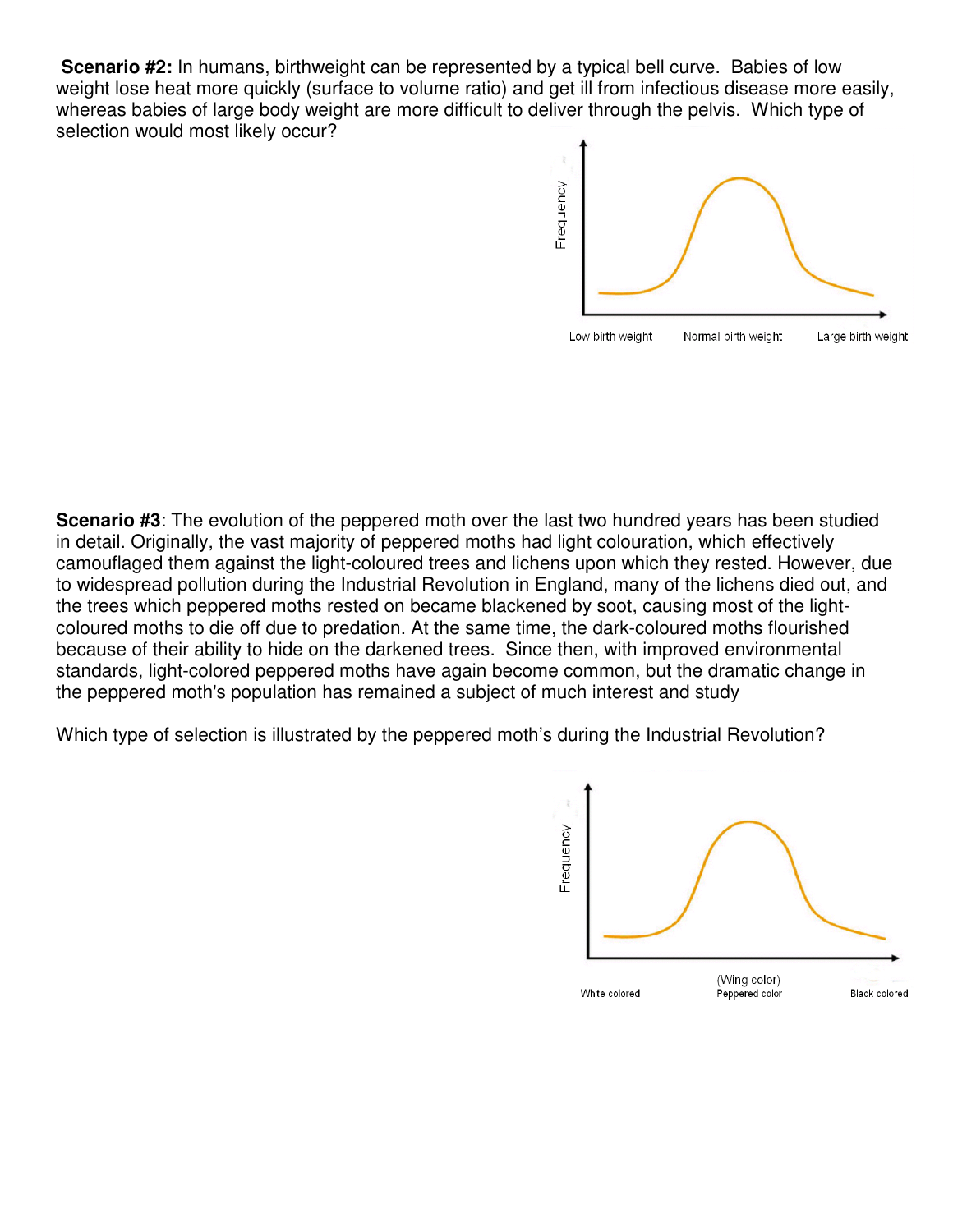**Scenario #2:** In humans, birthweight can be represented by a typical bell curve. Babies of low weight lose heat more quickly (surface to volume ratio) and get ill from infectious disease more easily, whereas babies of large body weight are more difficult to deliver through the pelvis. Which type of selection would most likely occur?

Frequency

Low birth weight

Normal birth weight

Large birth weight

**Scenario #3**: The evolution of the peppered moth over the last two hundred years has been studied in detail. Originally, the vast majority of peppered moths had light colouration, which effectively camouflaged them against the light-coloured trees and lichens upon which they rested. However, due to widespread pollution during the Industrial Revolution in England, many of the lichens died out, and the trees which peppered moths rested on became blackened by soot, causing most of the light-coloured moths to die off due to predation. At the same time, the dark-coloured moths flourished because of their ability to hide on the darkened trees. Since then, with improved environmental standards, light-colored peppered moths have again become common, but the dramatic change in the peppered moth's population has remained a subject of much interest and study

Which type of selection is illustrated by the peppered moth's during the Industrial Revolution?

Frequency

White colored

(Wing color)

Peppered color

Black colored